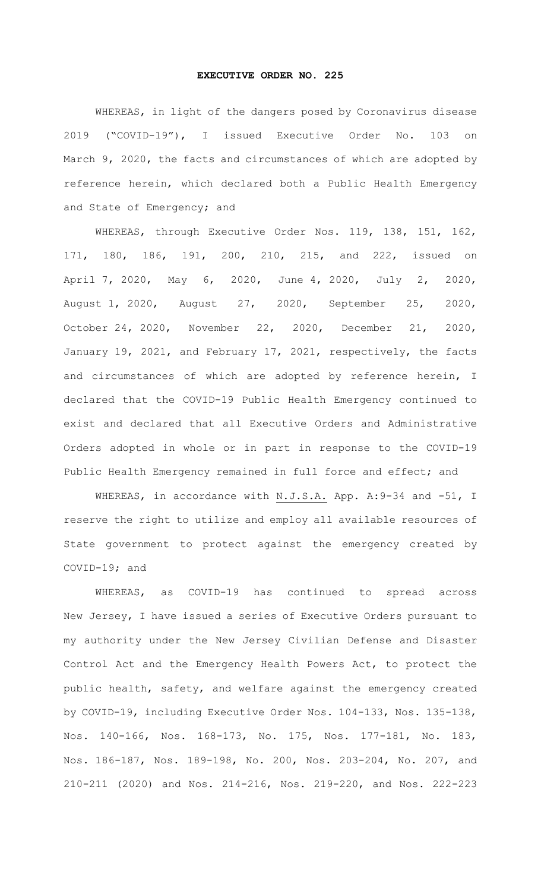# EXECUTIVE ORDER NO. 225

WHEREAS, in light of the dangers posed by Coronavirus disease 2019 ("COVID-19"), I issued Executive Order No. 103 on March 9, 2020, the facts and circumstances of which are adopted by reference herein, which declared both a Public Health Emergency and State of Emergency; and

WHEREAS, through Executive Order Nos. 119, 138, 151, 162, 171, 180, 186, 191, 200, 210, 215, and 222, issued on April 7, 2020, May 6, 2020, June 4, 2020, July 2, 2020, August 1, 2020, August 27, 2020, September 25, 2020, October 24, 2020, November 22, 2020, December 21, 2020, January 19, 2021, and February 17, 2021, respectively, the facts and circumstances of which are adopted by reference herein, I declared that the COVID-19 Public Health Emergency continued to exist and declared that all Executive Orders and Administrative Orders adopted in whole or in part in response to the COVID-19 Public Health Emergency remained in full force and effect; and

WHEREAS, in accordance with N.J.S.A. App. A:9-34 and -51, I reserve the right to utilize and employ all available resources of State government to protect against the emergency created by COVID-19; and

WHEREAS, as COVID-19 has continued to spread across New Jersey, I have issued a series of Executive Orders pursuant to my authority under the New Jersey Civilian Defense and Disaster Control Act and the Emergency Health Powers Act, to protect the public health, safety, and welfare against the emergency created by COVID-19, including Executive Order Nos. 104-133, Nos. 135-138, Nos. 140-166, Nos. 168-173, No. 175, Nos. 177-181, No. 183, Nos. 186-187, Nos. 189-198, No. 200, Nos. 203-204, No. 207, and 210-211 (2020) and Nos. 214-216, Nos. 219-220, and Nos. 222-223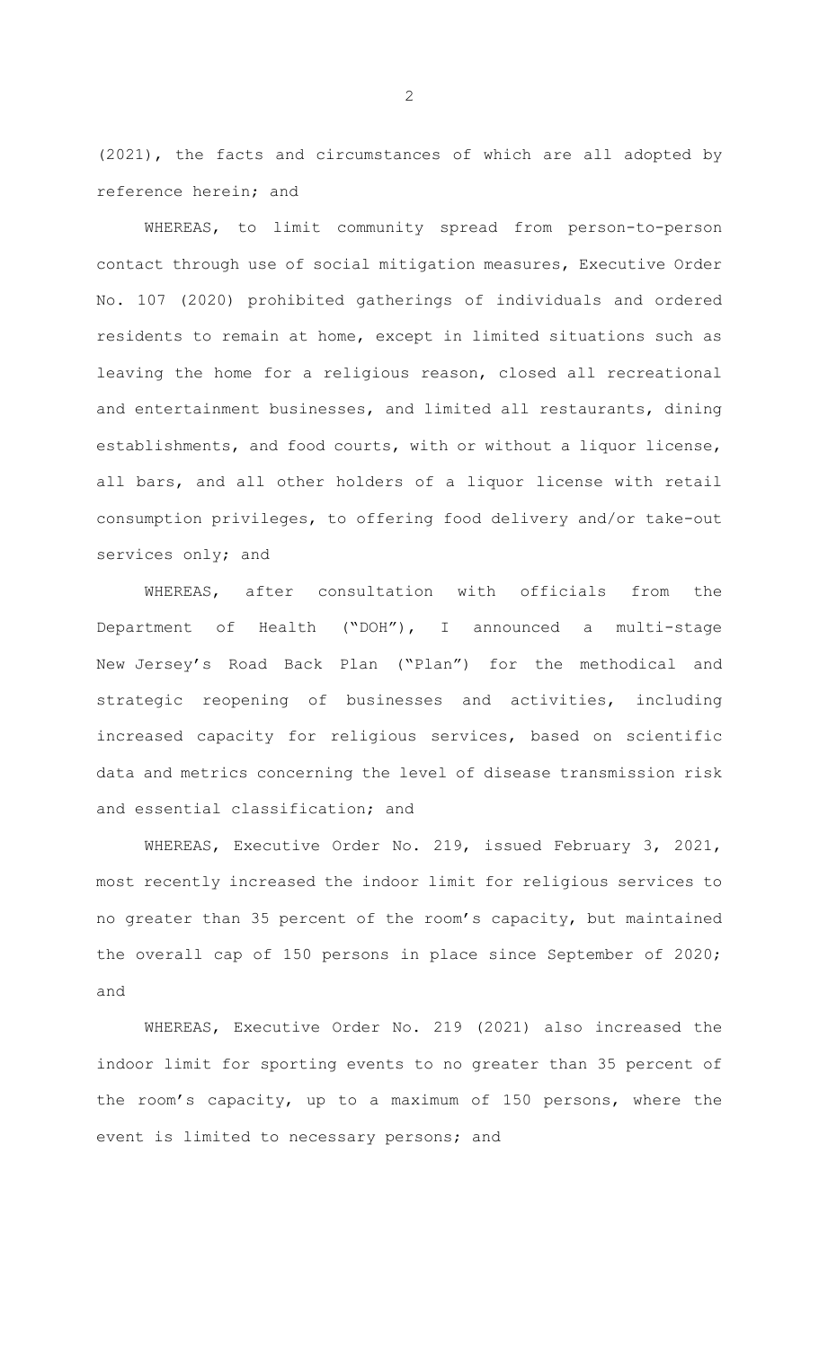(2021), the facts and circumstances of which are all adopted by reference herein; and

WHEREAS, to limit community spread from person-to-person contact through use of social mitigation measures, Executive Order No. 107 (2020) prohibited gatherings of individuals and ordered residents to remain at home, except in limited situations such as leaving the home for a religious reason, closed all recreational and entertainment businesses, and limited all restaurants, dining establishments, and food courts, with or without a liquor license, all bars, and all other holders of a liquor license with retail consumption privileges, to offering food delivery and/or take-out services only; and

WHEREAS, after consultation with officials from the Department of Health ("DOH"), I announced a multi-stage New Jersey's Road Back Plan ("Plan") for the methodical and strategic reopening of businesses and activities, including increased capacity for religious services, based on scientific data and metrics concerning the level of disease transmission risk and essential classification; and

WHEREAS, Executive Order No. 219, issued February 3, 2021, most recently increased the indoor limit for religious services to no greater than 35 percent of the room's capacity, but maintained the overall cap of 150 persons in place since September of 2020; and

WHEREAS, Executive Order No. 219 (2021) also increased the indoor limit for sporting events to no greater than 35 percent of the room's capacity, up to a maximum of 150 persons, where the event is limited to necessary persons; and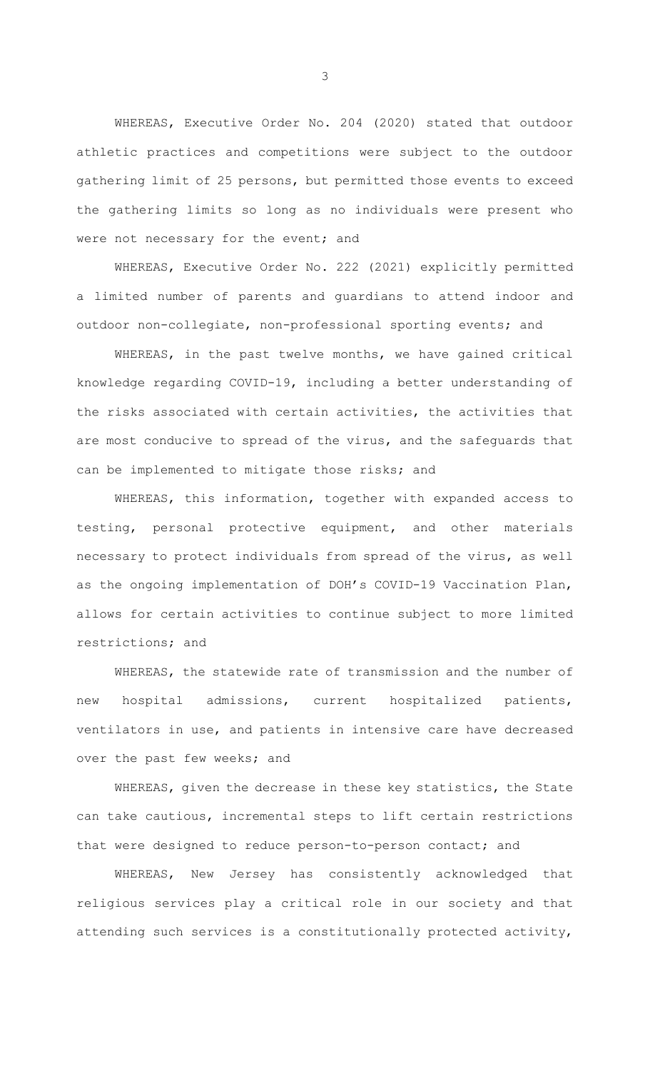WHEREAS, Executive Order No. 204 (2020) stated that outdoor athletic practices and competitions were subject to the outdoor gathering limit of 25 persons, but permitted those events to exceed the gathering limits so long as no individuals were present who were not necessary for the event; and

WHEREAS, Executive Order No. 222 (2021) explicitly permitted a limited number of parents and guardians to attend indoor and outdoor non-collegiate, non-professional sporting events; and

WHEREAS, in the past twelve months, we have gained critical knowledge regarding COVID-19, including a better understanding of the risks associated with certain activities, the activities that are most conducive to spread of the virus, and the safeguards that can be implemented to mitigate those risks; and

WHEREAS, this information, together with expanded access to testing, personal protective equipment, and other materials necessary to protect individuals from spread of the virus, as well as the ongoing implementation of DOH's COVID-19 Vaccination Plan, allows for certain activities to continue subject to more limited restrictions; and

WHEREAS, the statewide rate of transmission and the number of new hospital admissions, current hospitalized patients, ventilators in use, and patients in intensive care have decreased over the past few weeks; and

WHEREAS, given the decrease in these key statistics, the State can take cautious, incremental steps to lift certain restrictions that were designed to reduce person-to-person contact; and

WHEREAS, New Jersey has consistently acknowledged that religious services play a critical role in our society and that attending such services is a constitutionally protected activity,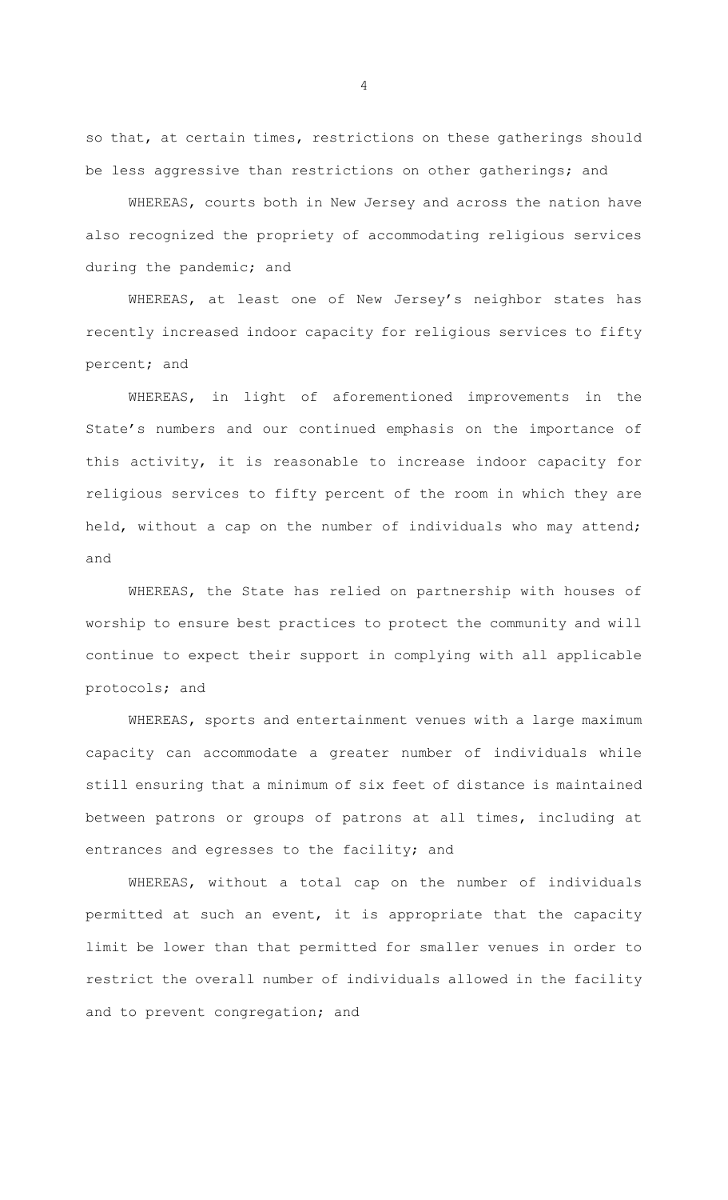so that, at certain times, restrictions on these gatherings should be less aggressive than restrictions on other gatherings; and

WHEREAS, courts both in New Jersey and across the nation have also recognized the propriety of accommodating religious services during the pandemic; and

WHEREAS, at least one of New Jersey's neighbor states has recently increased indoor capacity for religious services to fifty percent; and

WHEREAS, in light of aforementioned improvements in the State's numbers and our continued emphasis on the importance of this activity, it is reasonable to increase indoor capacity for religious services to fifty percent of the room in which they are held, without a cap on the number of individuals who may attend; and

WHEREAS, the State has relied on partnership with houses of worship to ensure best practices to protect the community and will continue to expect their support in complying with all applicable protocols; and

WHEREAS, sports and entertainment venues with a large maximum capacity can accommodate a greater number of individuals while still ensuring that a minimum of six feet of distance is maintained between patrons or groups of patrons at all times, including at entrances and egresses to the facility; and

WHEREAS, without a total cap on the number of individuals permitted at such an event, it is appropriate that the capacity limit be lower than that permitted for smaller venues in order to restrict the overall number of individuals allowed in the facility and to prevent congregation; and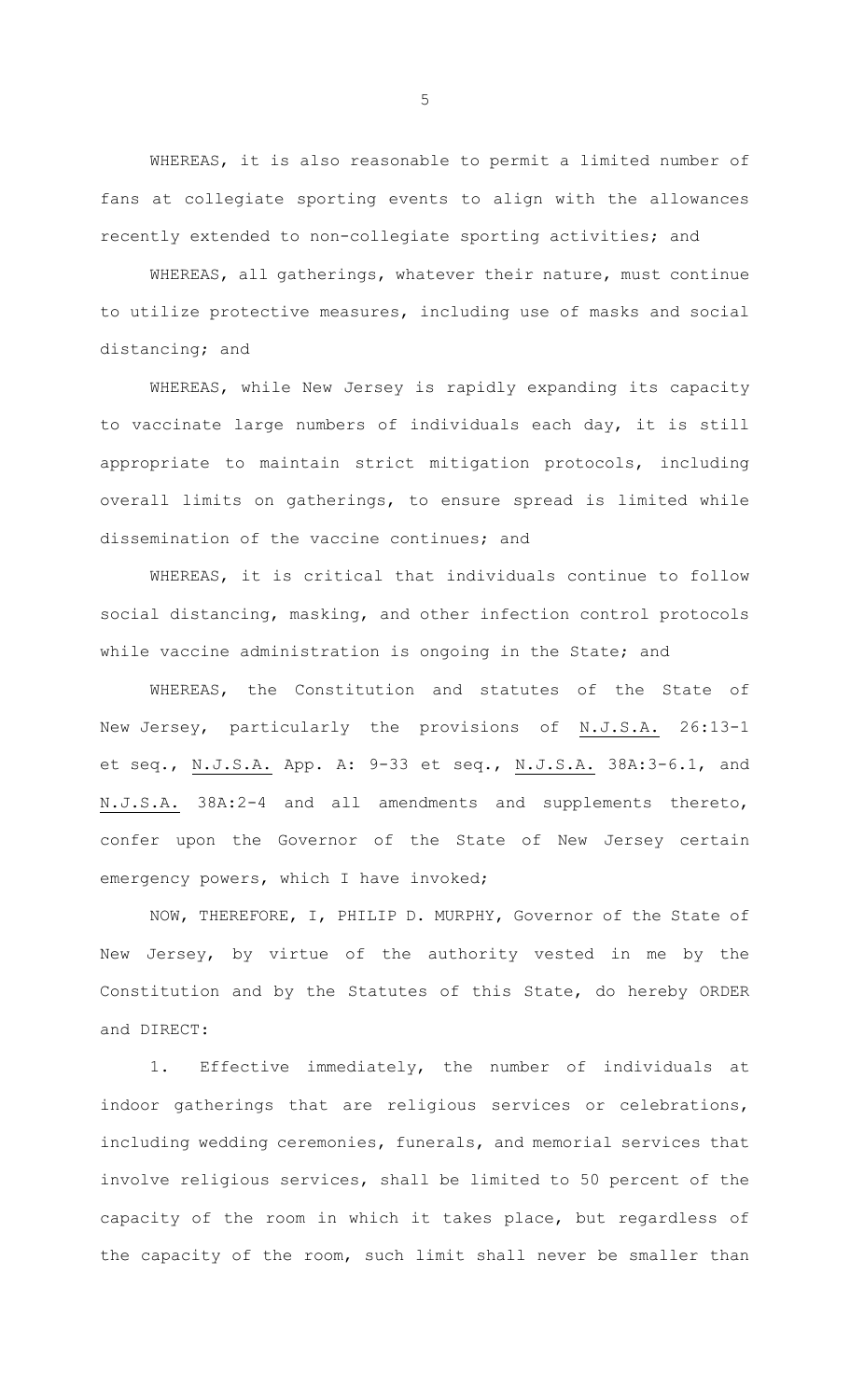WHEREAS, it is also reasonable to permit a limited number of fans at collegiate sporting events to align with the allowances recently extended to non-collegiate sporting activities; and

WHEREAS, all gatherings, whatever their nature, must continue to utilize protective measures, including use of masks and social distancing; and

WHEREAS, while New Jersey is rapidly expanding its capacity to vaccinate large numbers of individuals each day, it is still appropriate to maintain strict mitigation protocols, including overall limits on gatherings, to ensure spread is limited while dissemination of the vaccine continues; and

WHEREAS, it is critical that individuals continue to follow social distancing, masking, and other infection control protocols while vaccine administration is ongoing in the State; and

WHEREAS, the Constitution and statutes of the State of New Jersey, particularly the provisions of N.J.S.A. 26:13-1 et seq., N.J.S.A. App. A: 9-33 et seq., N.J.S.A. 38A:3-6.1, and N.J.S.A. 38A:2-4 and all amendments and supplements thereto, confer upon the Governor of the State of New Jersey certain emergency powers, which I have invoked;

NOW, THEREFORE, I, PHILIP D. MURPHY, Governor of the State of New Jersey, by virtue of the authority vested in me by the Constitution and by the Statutes of this State, do hereby ORDER and DIRECT:

1. Effective immediately, the number of individuals at indoor gatherings that are religious services or celebrations, including wedding ceremonies, funerals, and memorial services that involve religious services, shall be limited to 50 percent of the capacity of the room in which it takes place, but regardless of the capacity of the room, such limit shall never be smaller than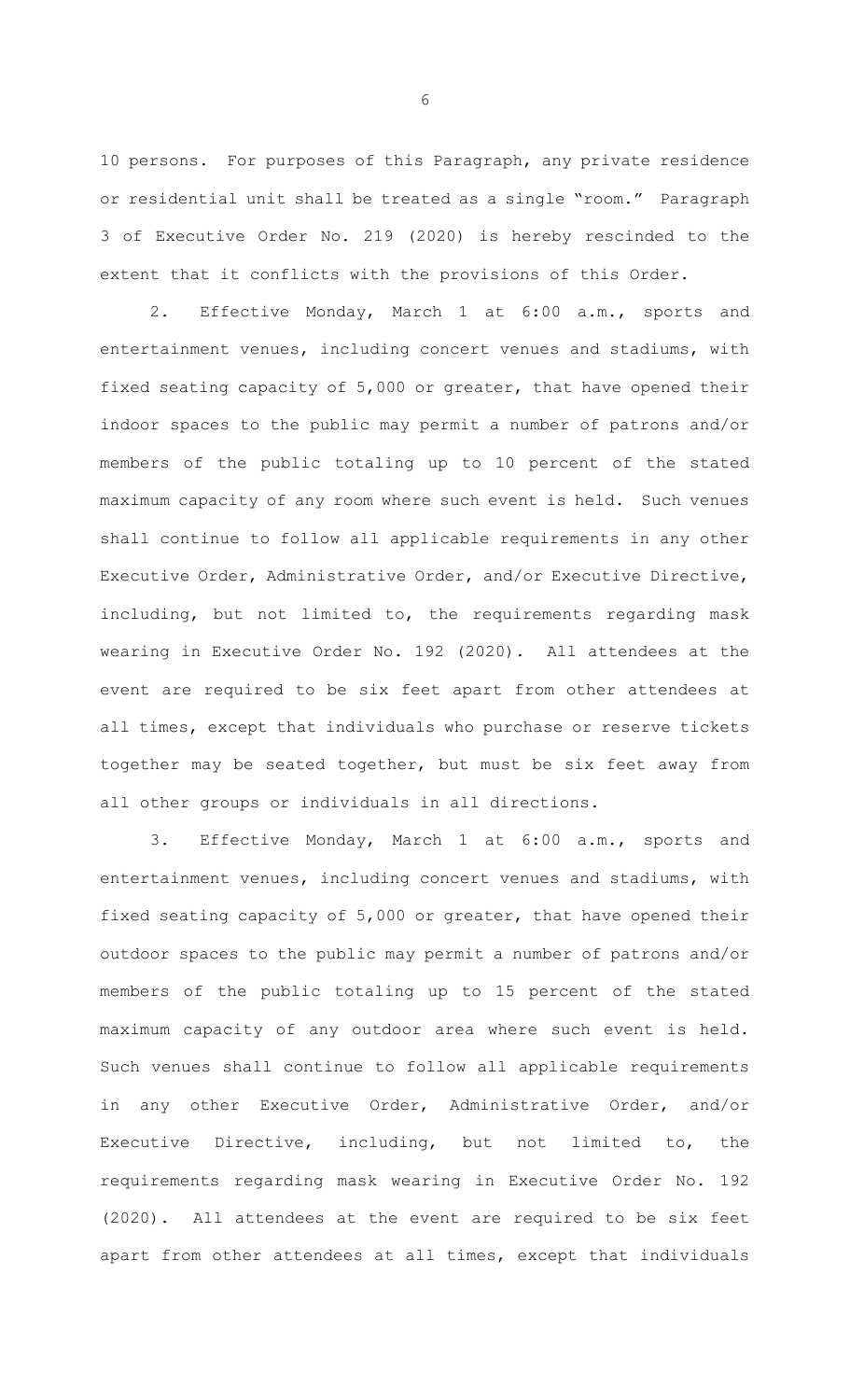10 persons. For purposes of this Paragraph, any private residence or residential unit shall be treated as a single "room." Paragraph 3 of Executive Order No. 219 (2020) is hereby rescinded to the extent that it conflicts with the provisions of this Order.

2. Effective Monday, March 1 at 6:00 a.m., sports and entertainment venues, including concert venues and stadiums, with fixed seating capacity of 5,000 or greater, that have opened their indoor spaces to the public may permit a number of patrons and/or members of the public totaling up to 10 percent of the stated maximum capacity of any room where such event is held. Such venues shall continue to follow all applicable requirements in any other Executive Order, Administrative Order, and/or Executive Directive, including, but not limited to, the requirements regarding mask wearing in Executive Order No. 192 (2020). All attendees at the event are required to be six feet apart from other attendees at all times, except that individuals who purchase or reserve tickets together may be seated together, but must be six feet away from all other groups or individuals in all directions.

3. Effective Monday, March 1 at 6:00 a.m., sports and entertainment venues, including concert venues and stadiums, with fixed seating capacity of 5,000 or greater, that have opened their outdoor spaces to the public may permit a number of patrons and/or members of the public totaling up to 15 percent of the stated maximum capacity of any outdoor area where such event is held. Such venues shall continue to follow all applicable requirements in any other Executive Order, Administrative Order, and/or Executive Directive, including, but not limited to, the requirements regarding mask wearing in Executive Order No. 192 (2020). All attendees at the event are required to be six feet apart from other attendees at all times, except that individuals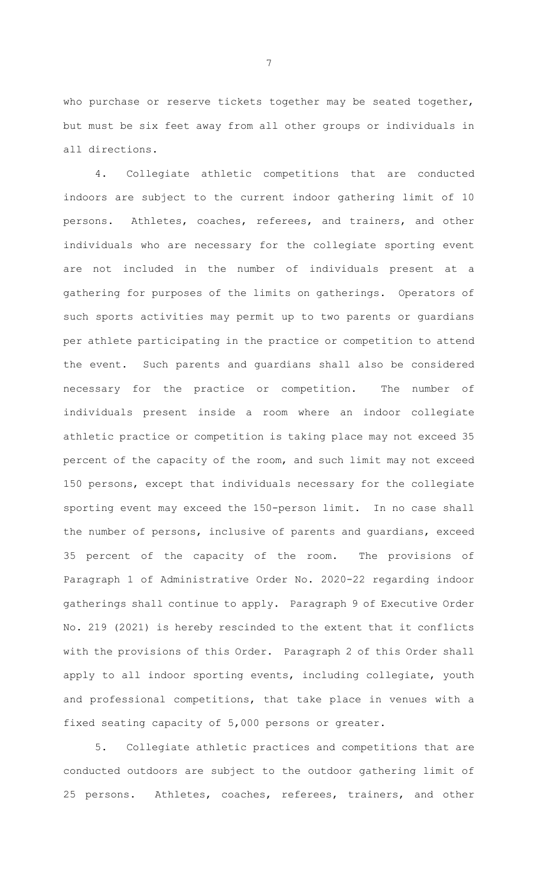who purchase or reserve tickets together may be seated together, but must be six feet away from all other groups or individuals in all directions.

4. Collegiate athletic competitions that are conducted indoors are subject to the current indoor gathering limit of 10 persons. Athletes, coaches, referees, and trainers, and other individuals who are necessary for the collegiate sporting event are not included in the number of individuals present at a gathering for purposes of the limits on gatherings. Operators of such sports activities may permit up to two parents or guardians per athlete participating in the practice or competition to attend the event. Such parents and guardians shall also be considered necessary for the practice or competition. The number of individuals present inside a room where an indoor collegiate athletic practice or competition is taking place may not exceed 35 percent of the capacity of the room, and such limit may not exceed 150 persons, except that individuals necessary for the collegiate sporting event may exceed the 150-person limit. In no case shall the number of persons, inclusive of parents and guardians, exceed 35 percent of the capacity of the room. The provisions of Paragraph 1 of Administrative Order No. 2020-22 regarding indoor gatherings shall continue to apply. Paragraph 9 of Executive Order No. 219 (2021) is hereby rescinded to the extent that it conflicts with the provisions of this Order. Paragraph 2 of this Order shall apply to all indoor sporting events, including collegiate, youth and professional competitions, that take place in venues with a fixed seating capacity of 5,000 persons or greater.

5. Collegiate athletic practices and competitions that are conducted outdoors are subject to the outdoor gathering limit of 25 persons. Athletes, coaches, referees, trainers, and other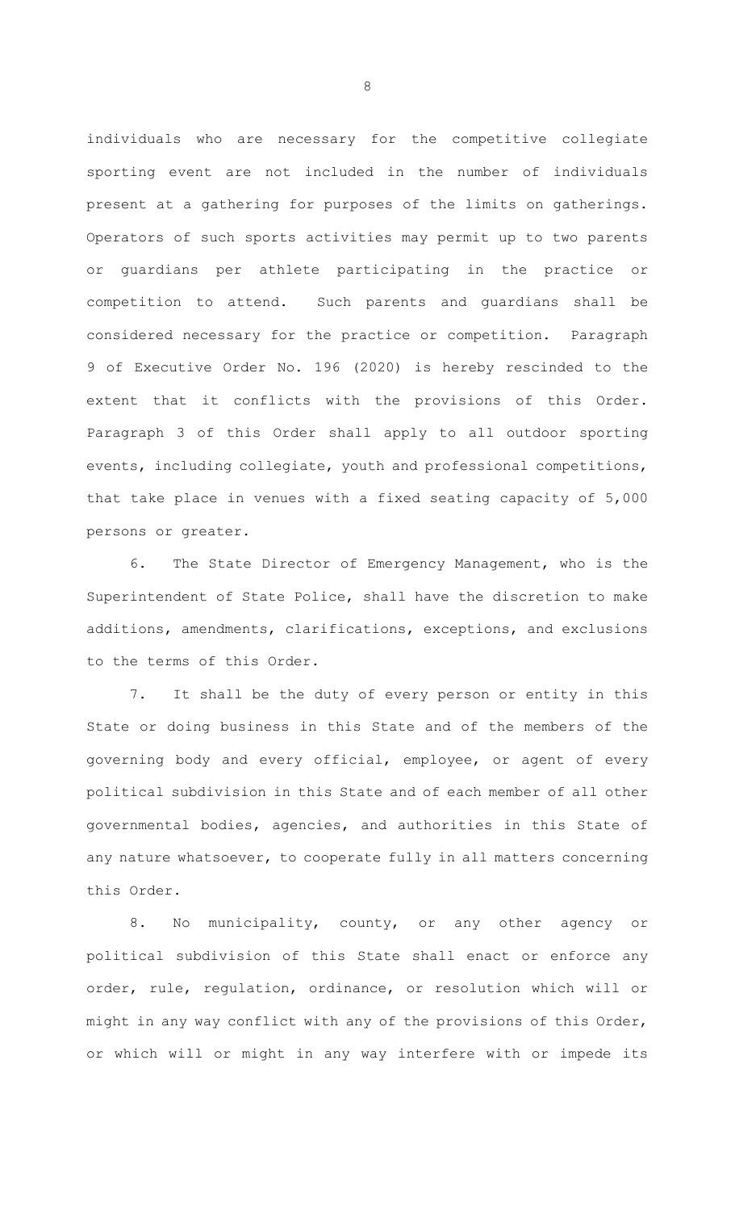individuals who are necessary for the competitive collegiate sporting event are not included in the number of individuals present at a gathering for purposes of the limits on gatherings. Operators of such sports activities may permit up to two parents or guardians per athlete participating in the practice or competition to attend. Such parents and guardians shall be considered necessary for the practice or competition. Paragraph 9 of Executive Order No. 196 (2020) is hereby rescinded to the extent that it conflicts with the provisions of this Order. Paragraph 3 of this Order shall apply to all outdoor sporting events, including collegiate, youth and professional competitions, that take place in venues with a fixed seating capacity of 5,000 persons or greater.

6. The State Director of Emergency Management, who is the Superintendent of State Police, shall have the discretion to make additions, amendments, clarifications, exceptions, and exclusions to the terms of this Order.

7. It shall be the duty of every person or entity in this State or doing business in this State and of the members of the governing body and every official, employee, or agent of every political subdivision in this State and of each member of all other governmental bodies, agencies, and authorities in this State of any nature whatsoever, to cooperate fully in all matters concerning this Order.

8. No municipality, county, or any other agency or political subdivision of this State shall enact or enforce any order, rule, regulation, ordinance, or resolution which will or might in any way conflict with any of the provisions of this Order, or which will or might in any way interfere with or impede its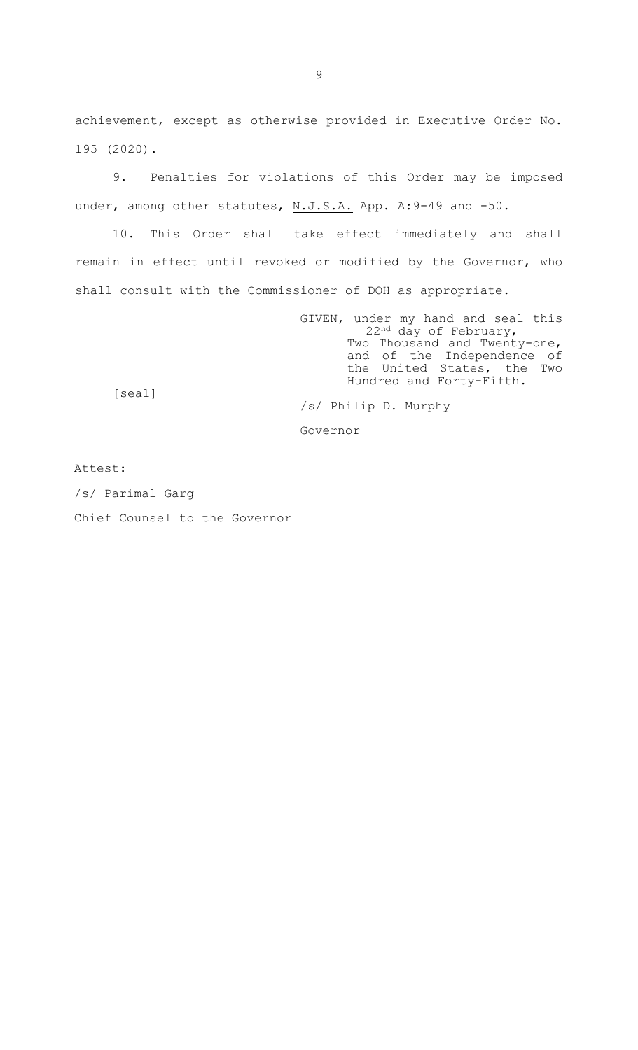achievement, except as otherwise provided in Executive Order No. 195 (2020).

9. Penalties for violations of this Order may be imposed under, among other statutes, N.J.S.A. App. A:9-49 and -50.

10. This Order shall take effect immediately and shall remain in effect until revoked or modified by the Governor, who shall consult with the Commissioner of DOH as appropriate.

GIVEN, under my hand and seal this 22nd day of February, Two Thousand and Twenty-one, and of the Independence of the United States, the Two Hundred and Forty-Fifth.

[seal]

/s/ Philip D. Murphy

Governor

Attest:

/s/ Parimal Garg

Chief Counsel to the Governor